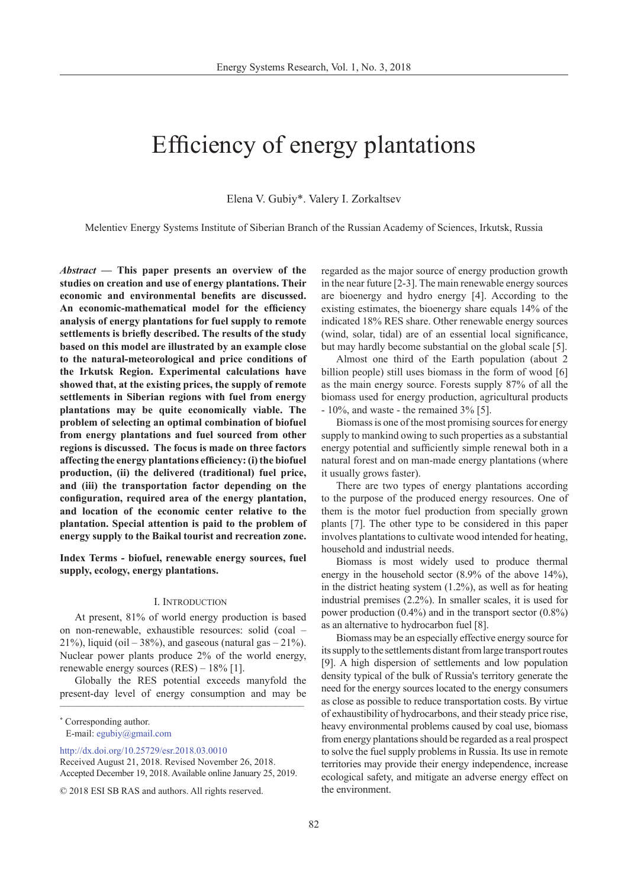# Efficiency of energy plantations

Elena V. Gubiy*. Valery I. Zorkaltsev

Melentiev Energy Systems Institute of Siberian Branch of the Russian Academy of Sciences, Irkutsk, Russia

***Abstract* — This paper presents an overview of the studies on creation and use of energy plantations. Their economic and environmental benefits are discussed. An economic-mathematical model for the efficiency analysis of energy plantations for fuel supply to remote settlements is briefly described. The results of the study based on this model are illustrated by an example close to the natural-meteorological and price conditions of the Irkutsk Region. Experimental calculations have showed that, at the existing prices, the supply of remote settlements in Siberian regions with fuel from energy plantations may be quite economically viable. The problem of selecting an optimal combination of biofuel from energy plantations and fuel sourced from other regions is discussed. The focus is made on three factors affecting the energy plantations efficiency: (i) the biofuel production, (ii) the delivered (traditional) fuel price, and (iii) the transportation factor depending on the configuration, required area of the energy plantation, and location of the economic center relative to the plantation. Special attention is paid to the problem of energy supply to the Baikal tourist and recreation zone.**

**Index Terms - biofuel, renewable energy sources, fuel supply, ecology, energy plantations.**

## I. Introduction

At present, 81% of world energy production is based on non-renewable, exhaustible resources: solid (coal – 21%), liquid (oil – 38%), and gaseous (natural gas – 21%). Nuclear power plants produce 2% of the world energy, renewable energy sources (RES) – 18% [1].

Globally the RES potential exceeds manyfold the present-day level of energy consumption and may be regarded as the major source of energy production growth in the near future [2-3]. The main renewable energy sources are bioenergy and hydro energy [4]. According to the existing estimates, the bioenergy share equals 14% of the indicated 18% RES share. Other renewable energy sources (wind, solar, tidal) are of an essential local significance, but may hardly become substantial on the global scale [5].

Almost one third of the Earth population (about 2 billion people) still uses biomass in the form of wood [6] as the main energy source. Forests supply 87% of all the biomass used for energy production, agricultural products - 10%, and waste - the remained 3% [5].

Biomass is one of the most promising sources for energy supply to mankind owing to such properties as a substantial energy potential and sufficiently simple renewal both in a natural forest and on man-made energy plantations (where it usually grows faster).

There are two types of energy plantations according to the purpose of the produced energy resources. One of them is the motor fuel production from specially grown plants [7]. The other type to be considered in this paper involves plantations to cultivate wood intended for heating, household and industrial needs.

Biomass is most widely used to produce thermal energy in the household sector (8.9% of the above 14%), in the district heating system (1.2%), as well as for heating industrial premises (2.2%). In smaller scales, it is used for power production (0.4%) and in the transport sector (0.8%) as an alternative to hydrocarbon fuel [8].

Biomass may be an especially effective energy source for its supply to the settlements distant from large transport routes [9]. A high dispersion of settlements and low population density typical of the bulk of Russia's territory generate the need for the energy sources located to the energy consumers as close as possible to reduce transportation costs. By virtue of exhaustibility of hydrocarbons, and their steady price rise, heavy environmental problems caused by coal use, biomass from energy plantations should be regarded as a real prospect to solve the fuel supply problems in Russia. Its use in remote territories may provide their energy independence, increase ecological safety, and mitigate an adverse energy effect on the environment.

---

* Corresponding author.
E-mail: egubiy@gmail.com

http://dx.doi.org/10.25729/esr.2018.03.0010
Received August 21, 2018. Revised November 26, 2018.
Accepted December 19, 2018. Available online January 25, 2019.

© 2018 ESI SB RAS and authors. All rights reserved.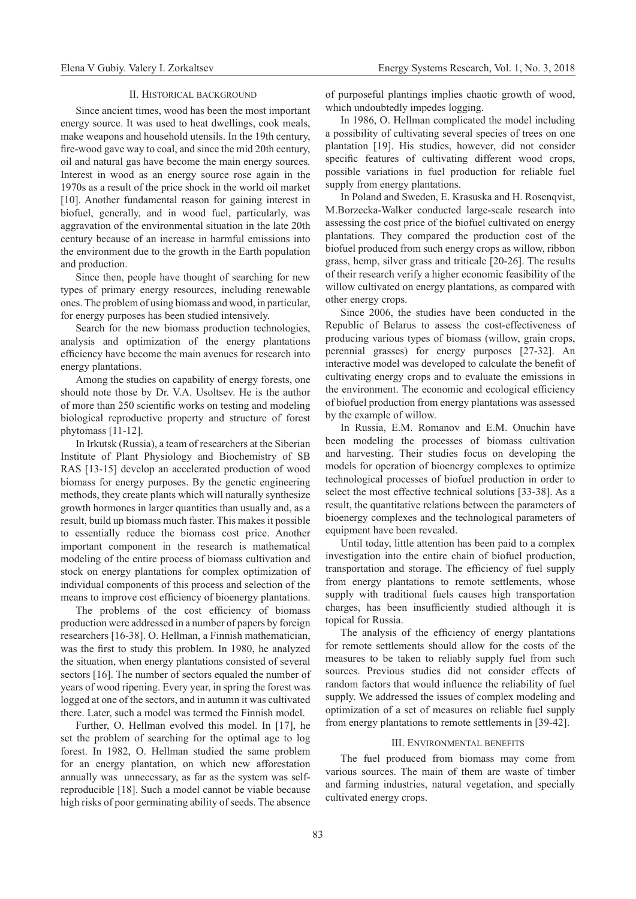## II. Historical background

Since ancient times, wood has been the most important energy source. It was used to heat dwellings, cook meals, make weapons and household utensils. In the 19th century, fire-wood gave way to coal, and since the mid 20th century, oil and natural gas have become the main energy sources. Interest in wood as an energy source rose again in the 1970s as a result of the price shock in the world oil market [10]. Another fundamental reason for gaining interest in biofuel, generally, and in wood fuel, particularly, was aggravation of the environmental situation in the late 20th century because of an increase in harmful emissions into the environment due to the growth in the Earth population and production.

Since then, people have thought of searching for new types of primary energy resources, including renewable ones. The problem of using biomass and wood, in particular, for energy purposes has been studied intensively.

Search for the new biomass production technologies, analysis and optimization of the energy plantations efficiency have become the main avenues for research into energy plantations.

Among the studies on capability of energy forests, one should note those by Dr. V.A. Usoltsev. He is the author of more than 250 scientific works on testing and modeling biological reproductive property and structure of forest phytomass [11-12].

In Irkutsk (Russia), a team of researchers at the Siberian Institute of Plant Physiology and Biochemistry of SB RAS [13-15] develop an accelerated production of wood biomass for energy purposes. By the genetic engineering methods, they create plants which will naturally synthesize growth hormones in larger quantities than usually and, as a result, build up biomass much faster. This makes it possible to essentially reduce the biomass cost price. Another important component in the research is mathematical modeling of the entire process of biomass cultivation and stock on energy plantations for complex optimization of individual components of this process and selection of the means to improve cost efficiency of bioenergy plantations.

The problems of the cost efficiency of biomass production were addressed in a number of papers by foreign researchers [16-38]. O. Hellman, a Finnish mathematician, was the first to study this problem. In 1980, he analyzed the situation, when energy plantations consisted of several sectors [16]. The number of sectors equaled the number of years of wood ripening. Every year, in spring the forest was logged at one of the sectors, and in autumn it was cultivated there. Later, such a model was termed the Finnish model.

Further, O. Hellman evolved this model. In [17], he set the problem of searching for the optimal age to log forest. In 1982, O. Hellman studied the same problem for an energy plantation, on which new afforestation annually was unnecessary, as far as the system was self-reproducible [18]. Such a model cannot be viable because high risks of poor germinating ability of seeds. The absence of purposeful plantings implies chaotic growth of wood, which undoubtedly impedes logging.

In 1986, O. Hellman complicated the model including a possibility of cultivating several species of trees on one plantation [19]. His studies, however, did not consider specific features of cultivating different wood crops, possible variations in fuel production for reliable fuel supply from energy plantations.

In Poland and Sweden, E. Krasuska and H. Rosenqvist, M.Borzecka-Walker conducted large-scale research into assessing the cost price of the biofuel cultivated on energy plantations. They compared the production cost of the biofuel produced from such energy crops as willow, ribbon grass, hemp, silver grass and triticale [20-26]. The results of their research verify a higher economic feasibility of the willow cultivated on energy plantations, as compared with other energy crops.

Since 2006, the studies have been conducted in the Republic of Belarus to assess the cost-effectiveness of producing various types of biomass (willow, grain crops, perennial grasses) for energy purposes [27-32]. An interactive model was developed to calculate the benefit of cultivating energy crops and to evaluate the emissions in the environment. The economic and ecological efficiency of biofuel production from energy plantations was assessed by the example of willow.

In Russia, E.M. Romanov and E.M. Onuchin have been modeling the processes of biomass cultivation and harvesting. Their studies focus on developing the models for operation of bioenergy complexes to optimize technological processes of biofuel production in order to select the most effective technical solutions [33-38]. As a result, the quantitative relations between the parameters of bioenergy complexes and the technological parameters of equipment have been revealed.

Until today, little attention has been paid to a complex investigation into the entire chain of biofuel production, transportation and storage. The efficiency of fuel supply from energy plantations to remote settlements, whose supply with traditional fuels causes high transportation charges, has been insufficiently studied although it is topical for Russia.

The analysis of the efficiency of energy plantations for remote settlements should allow for the costs of the measures to be taken to reliably supply fuel from such sources. Previous studies did not consider effects of random factors that would influence the reliability of fuel supply. We addressed the issues of complex modeling and optimization of a set of measures on reliable fuel supply from energy plantations to remote settlements in [39-42].

## III. Environmental benefits

The fuel produced from biomass may come from various sources. The main of them are waste of timber and farming industries, natural vegetation, and specially cultivated energy crops.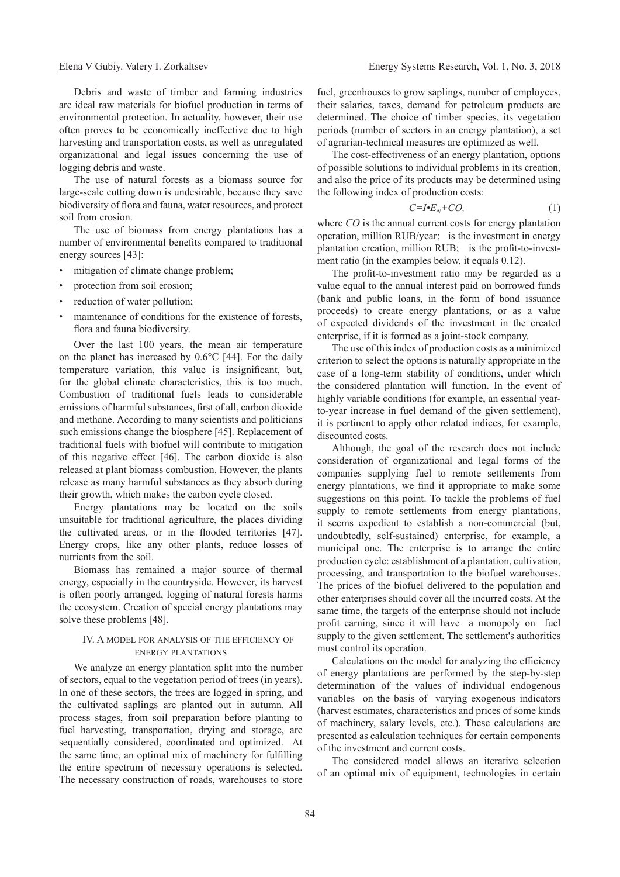Debris and waste of timber and farming industries are ideal raw materials for biofuel production in terms of environmental protection. In actuality, however, their use often proves to be economically ineffective due to high harvesting and transportation costs, as well as unregulated organizational and legal issues concerning the use of logging debris and waste.

The use of natural forests as a biomass source for large-scale cutting down is undesirable, because they save biodiversity of flora and fauna, water resources, and protect soil from erosion.

The use of biomass from energy plantations has a number of environmental benefits compared to traditional energy sources [43]:

- mitigation of climate change problem;
- protection from soil erosion;
- reduction of water pollution;
- maintenance of conditions for the existence of forests, flora and fauna biodiversity.

Over the last 100 years, the mean air temperature on the planet has increased by 0.6°C [44]. For the daily temperature variation, this value is insignificant, but, for the global climate characteristics, this is too much. Combustion of traditional fuels leads to considerable emissions of harmful substances, first of all, carbon dioxide and methane. According to many scientists and politicians such emissions change the biosphere [45]. Replacement of traditional fuels with biofuel will contribute to mitigation of this negative effect [46]. The carbon dioxide is also released at plant biomass combustion. However, the plants release as many harmful substances as they absorb during their growth, which makes the carbon cycle closed.

Energy plantations may be located on the soils unsuitable for traditional agriculture, the places dividing the cultivated areas, or in the flooded territories [47]. Energy crops, like any other plants, reduce losses of nutrients from the soil.

Biomass has remained a major source of thermal energy, especially in the countryside. However, its harvest is often poorly arranged, logging of natural forests harms the ecosystem. Creation of special energy plantations may solve these problems [48].

## IV. A model for analysis of the efficiency of energy plantations

We analyze an energy plantation split into the number of sectors, equal to the vegetation period of trees (in years). In one of these sectors, the trees are logged in spring, and the cultivated saplings are planted out in autumn. All process stages, from soil preparation before planting to fuel harvesting, transportation, drying and storage, are sequentially considered, coordinated and optimized. At the same time, an optimal mix of machinery for fulfilling the entire spectrum of necessary operations is selected. The necessary construction of roads, warehouses to store fuel, greenhouses to grow saplings, number of employees, their salaries, taxes, demand for petroleum products are determined. The choice of timber species, its vegetation periods (number of sectors in an energy plantation), a set of agrarian-technical measures are optimized as well.

The cost-effectiveness of an energy plantation, options of possible solutions to individual problems in its creation, and also the price of its products may be determined using the following index of production costs:

$$C = I \cdot E_N + CO, \qquad (1)$$

where *CO* is the annual current costs for energy plantation operation, million RUB/year; is the investment in energy plantation creation, million RUB; is the profit-to-investment ratio (in the examples below, it equals 0.12).

The profit-to-investment ratio may be regarded as a value equal to the annual interest paid on borrowed funds (bank and public loans, in the form of bond issuance proceeds) to create energy plantations, or as a value of expected dividends of the investment in the created enterprise, if it is formed as a joint-stock company.

The use of this index of production costs as a minimized criterion to select the options is naturally appropriate in the case of a long-term stability of conditions, under which the considered plantation will function. In the event of highly variable conditions (for example, an essential year-to-year increase in fuel demand of the given settlement), it is pertinent to apply other related indices, for example, discounted costs.

Although, the goal of the research does not include consideration of organizational and legal forms of the companies supplying fuel to remote settlements from energy plantations, we find it appropriate to make some suggestions on this point. To tackle the problems of fuel supply to remote settlements from energy plantations, it seems expedient to establish a non-commercial (but, undoubtedly, self-sustained) enterprise, for example, a municipal one. The enterprise is to arrange the entire production cycle: establishment of a plantation, cultivation, processing, and transportation to the biofuel warehouses. The prices of the biofuel delivered to the population and other enterprises should cover all the incurred costs. At the same time, the targets of the enterprise should not include profit earning, since it will have a monopoly on fuel supply to the given settlement. The settlement's authorities must control its operation.

Calculations on the model for analyzing the efficiency of energy plantations are performed by the step-by-step determination of the values of individual endogenous variables on the basis of varying exogenous indicators (harvest estimates, characteristics and prices of some kinds of machinery, salary levels, etc.). These calculations are presented as calculation techniques for certain components of the investment and current costs.

The considered model allows an iterative selection of an optimal mix of equipment, technologies in certain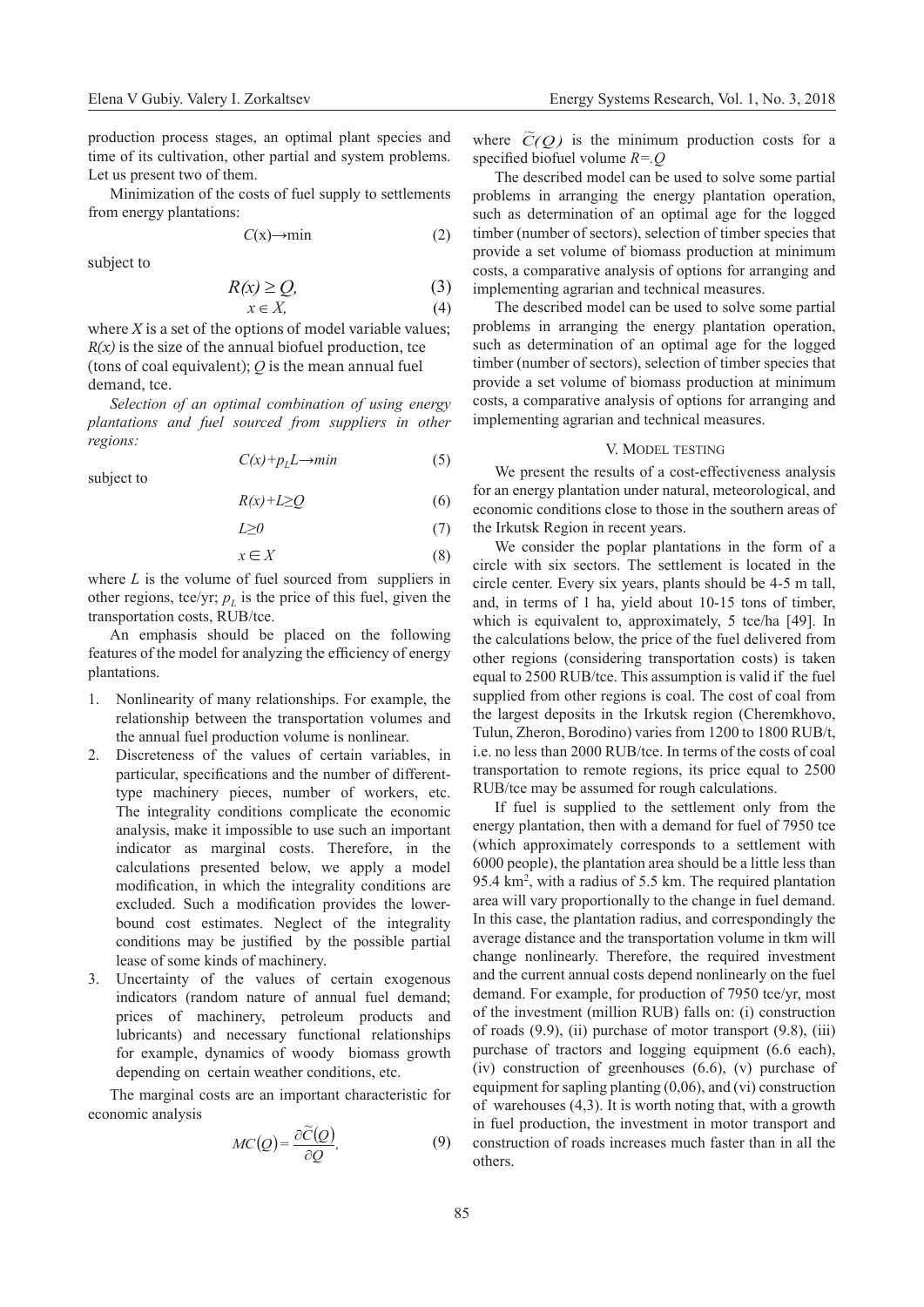production process stages, an optimal plant species and time of its cultivation, other partial and system problems. Let us present two of them.

Minimization of the costs of fuel supply to settlements from energy plantations:

$$C(x) \rightarrow \min \tag{2}$$

subject to

$$R(x) \geq Q, \tag{3}$$

$$x \in X, \tag{4}$$

where $X$ is a set of the options of model variable values; $R(x)$ is the size of the annual biofuel production, tce (tons of coal equivalent); $Q$ is the mean annual fuel demand, tce.

*Selection of an optimal combination of using energy plantations and fuel sourced from suppliers in other regions:*

$$C(x)+p_L L \rightarrow min \tag{5}$$

subject to

$$R(x)+L \geq Q \tag{6}$$

$$L \geq 0 \tag{7}$$

$$x \in X \tag{8}$$

where $L$ is the volume of fuel sourced from suppliers in other regions, tce/yr; $p_L$ is the price of this fuel, given the transportation costs, RUB/tce.

An emphasis should be placed on the following features of the model for analyzing the efficiency of energy plantations.

1. Nonlinearity of many relationships. For example, the relationship between the transportation volumes and the annual fuel production volume is nonlinear.
2. Discreteness of the values of certain variables, in particular, specifications and the number of different-type machinery pieces, number of workers, etc. The integrality conditions complicate the economic analysis, make it impossible to use such an important indicator as marginal costs. Therefore, in the calculations presented below, we apply a model modification, in which the integrality conditions are excluded. Such a modification provides the lower-bound cost estimates. Neglect of the integrality conditions may be justified by the possible partial lease of some kinds of machinery.
3. Uncertainty of the values of certain exogenous indicators (random nature of annual fuel demand; prices of machinery, petroleum products and lubricants) and necessary functional relationships for example, dynamics of woody biomass growth depending on certain weather conditions, etc.

The marginal costs are an important characteristic for economic analysis

$$MC(Q) = \frac{\partial \widetilde{C}(Q)}{\partial Q}, \tag{9}$$

where $\widetilde{C}(Q)$ is the minimum production costs for a specified biofuel volume $R=Q$

The described model can be used to solve some partial problems in arranging the energy plantation operation, such as determination of an optimal age for the logged timber (number of sectors), selection of timber species that provide a set volume of biomass production at minimum costs, a comparative analysis of options for arranging and implementing agrarian and technical measures.

The described model can be used to solve some partial problems in arranging the energy plantation operation, such as determination of an optimal age for the logged timber (number of sectors), selection of timber species that provide a set volume of biomass production at minimum costs, a comparative analysis of options for arranging and implementing agrarian and technical measures.

## V. Model testing

We present the results of a cost-effectiveness analysis for an energy plantation under natural, meteorological, and economic conditions close to those in the southern areas of the Irkutsk Region in recent years.

We consider the poplar plantations in the form of a circle with six sectors. The settlement is located in the circle center. Every six years, plants should be 4-5 m tall, and, in terms of 1 ha, yield about 10-15 tons of timber, which is equivalent to, approximately, 5 tce/ha [49]. In the calculations below, the price of the fuel delivered from other regions (considering transportation costs) is taken equal to 2500 RUB/tce. This assumption is valid if the fuel supplied from other regions is coal. The cost of coal from the largest deposits in the Irkutsk region (Cheremkhovo, Tulun, Zheron, Borodino) varies from 1200 to 1800 RUB/t, i.e. no less than 2000 RUB/tce. In terms of the costs of coal transportation to remote regions, its price equal to 2500 RUB/tce may be assumed for rough calculations.

If fuel is supplied to the settlement only from the energy plantation, then with a demand for fuel of 7950 tce (which approximately corresponds to a settlement with 6000 people), the plantation area should be a little less than 95.4 km$^2$, with a radius of 5.5 km. The required plantation area will vary proportionally to the change in fuel demand. In this case, the plantation radius, and correspondingly the average distance and the transportation volume in tkm will change nonlinearly. Therefore, the required investment and the current annual costs depend nonlinearly on the fuel demand. For example, for production of 7950 tce/yr, most of the investment (million RUB) falls on: (i) construction of roads (9.9), (ii) purchase of motor transport (9.8), (iii) purchase of tractors and logging equipment (6.6 each), (iv) construction of greenhouses (6.6), (v) purchase of equipment for sapling planting (0,06), and (vi) construction of warehouses (4,3). It is worth noting that, with a growth in fuel production, the investment in motor transport and construction of roads increases much faster than in all the others.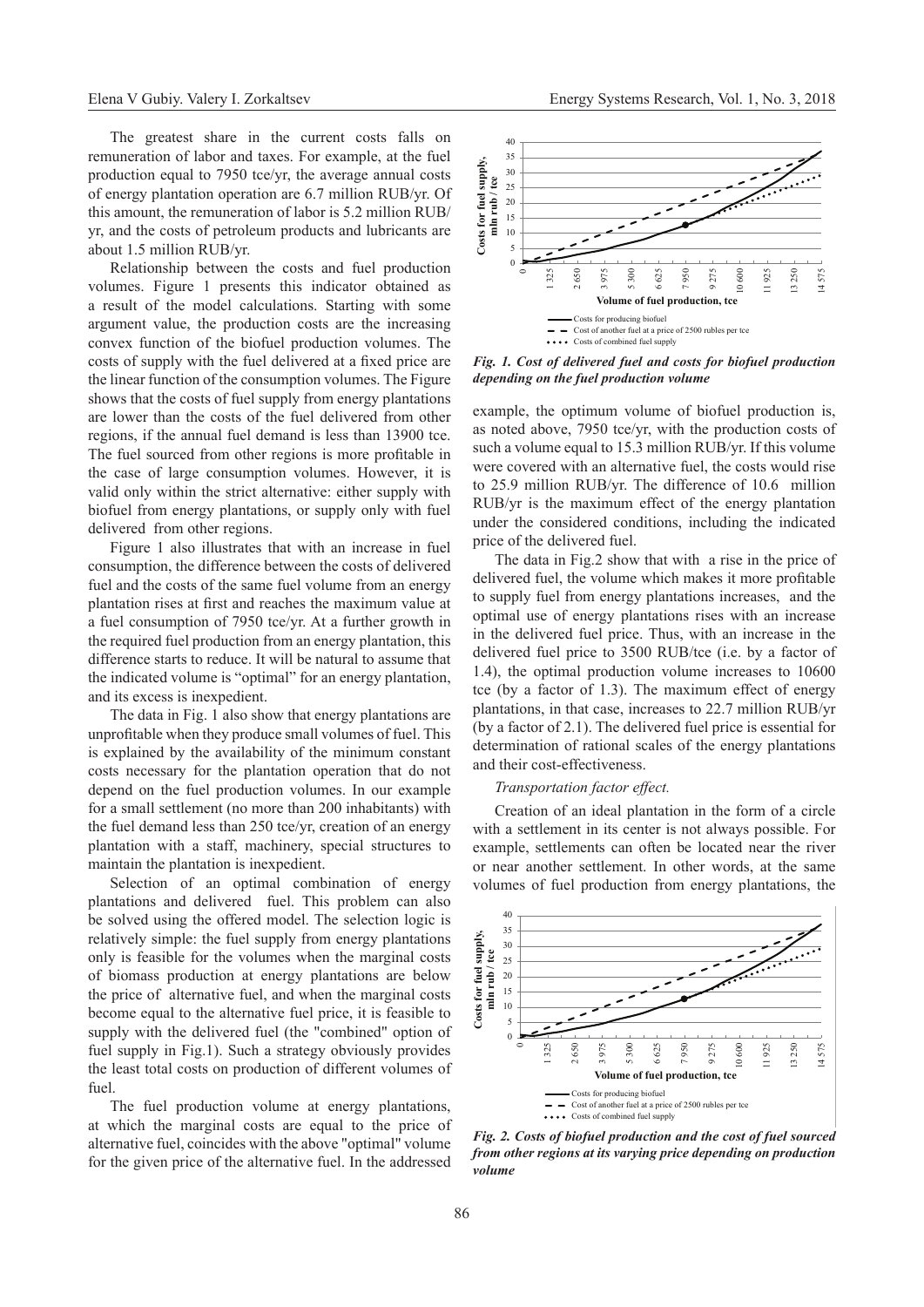The greatest share in the current costs falls on remuneration of labor and taxes. For example, at the fuel production equal to 7950 tce/yr, the average annual costs of energy plantation operation are 6.7 million RUB/yr. Of this amount, the remuneration of labor is 5.2 million RUB/yr, and the costs of petroleum products and lubricants are about 1.5 million RUB/yr.

Relationship between the costs and fuel production volumes. Figure 1 presents this indicator obtained as a result of the model calculations. Starting with some argument value, the production costs are the increasing convex function of the biofuel production volumes. The costs of supply with the fuel delivered at a fixed price are the linear function of the consumption volumes. The Figure shows that the costs of fuel supply from energy plantations are lower than the costs of the fuel delivered from other regions, if the annual fuel demand is less than 13900 tce. The fuel sourced from other regions is more profitable in the case of large consumption volumes. However, it is valid only within the strict alternative: either supply with biofuel from energy plantations, or supply only with fuel delivered from other regions.

Figure 1 also illustrates that with an increase in fuel consumption, the difference between the costs of delivered fuel and the costs of the same fuel volume from an energy plantation rises at first and reaches the maximum value at a fuel consumption of 7950 tce/yr. At a further growth in the required fuel production from an energy plantation, this difference starts to reduce. It will be natural to assume that the indicated volume is "optimal" for an energy plantation, and its excess is inexpedient.

The data in Fig. 1 also show that energy plantations are unprofitable when they produce small volumes of fuel. This is explained by the availability of the minimum constant costs necessary for the plantation operation that do not depend on the fuel production volumes. In our example for a small settlement (no more than 200 inhabitants) with the fuel demand less than 250 tce/yr, creation of an energy plantation with a staff, machinery, special structures to maintain the plantation is inexpedient.

Selection of an optimal combination of energy plantations and delivered fuel. This problem can also be solved using the offered model. The selection logic is relatively simple: the fuel supply from energy plantations only is feasible for the volumes when the marginal costs of biomass production at energy plantations are below the price of alternative fuel, and when the marginal costs become equal to the alternative fuel price, it is feasible to supply with the delivered fuel (the "combined" option of fuel supply in Fig.1). Such a strategy obviously provides the least total costs on production of different volumes of fuel.

The fuel production volume at energy plantations, at which the marginal costs are equal to the price of alternative fuel, coincides with the above "optimal" volume for the given price of the alternative fuel. In the addressed example, the optimum volume of biofuel production is, as noted above, 7950 tce/yr, with the production costs of such a volume equal to 15.3 million RUB/yr. If this volume were covered with an alternative fuel, the costs would rise to 25.9 million RUB/yr. The difference of 10.6 million RUB/yr is the maximum effect of the energy plantation under the considered conditions, including the indicated price of the delivered fuel.

*Fig. 1. Cost of delivered fuel and costs for biofuel production depending on the fuel production volume*

The data in Fig.2 show that with a rise in the price of delivered fuel, the volume which makes it more profitable to supply fuel from energy plantations increases, and the optimal use of energy plantations rises with an increase in the delivered fuel price. Thus, with an increase in the delivered fuel price to 3500 RUB/tce (i.e. by a factor of 1.4), the optimal production volume increases to 10600 tce (by a factor of 1.3). The maximum effect of energy plantations, in that case, increases to 22.7 million RUB/yr (by a factor of 2.1). The delivered fuel price is essential for determination of rational scales of the energy plantations and their cost-effectiveness.

*Transportation factor effect.*

Creation of an ideal plantation in the form of a circle with a settlement in its center is not always possible. For example, settlements can often be located near the river or near another settlement. In other words, at the same volumes of fuel production from energy plantations, the

*Fig. 2. Costs of biofuel production and the cost of fuel sourced from other regions at its varying price depending on production volume*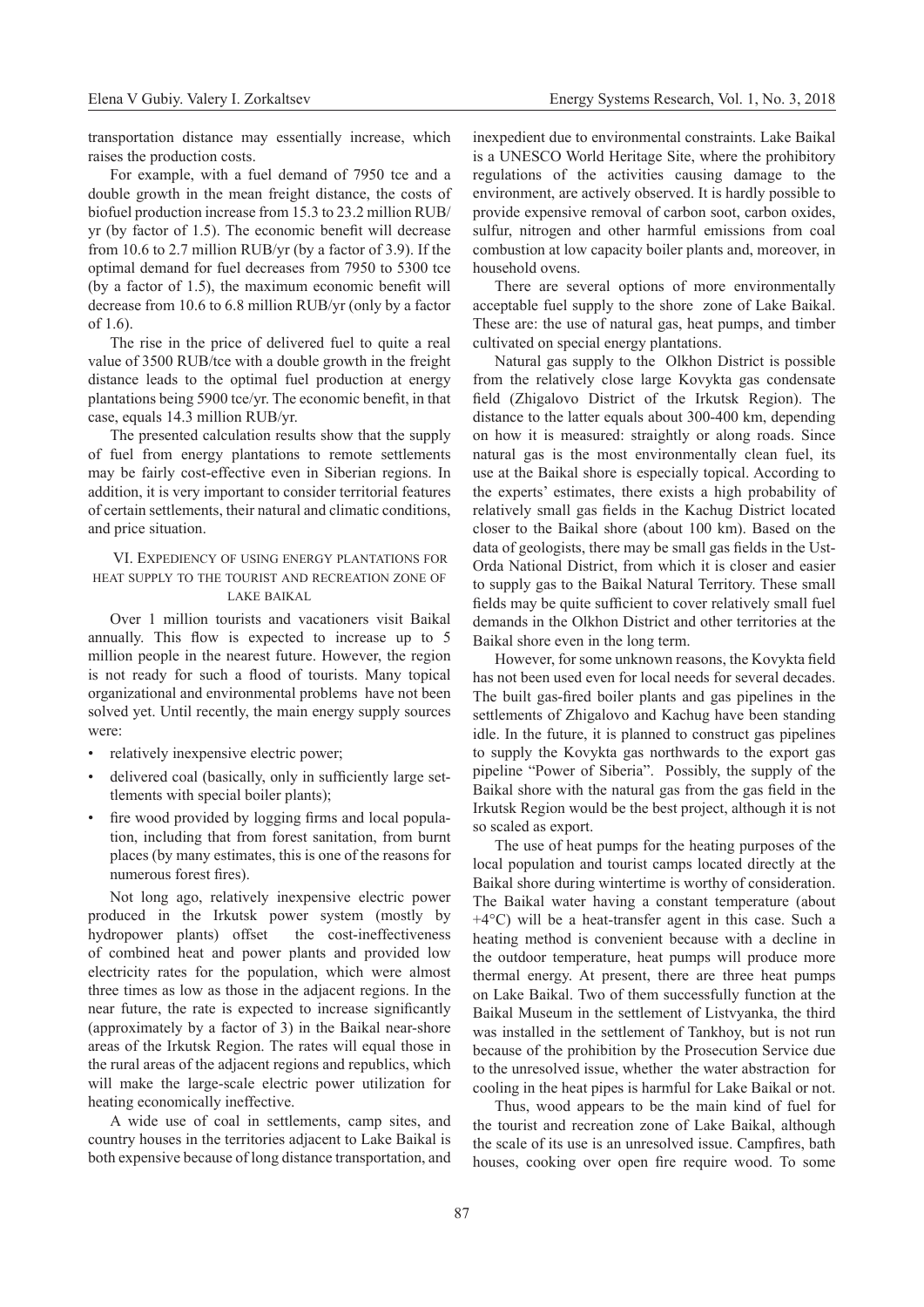transportation distance may essentially increase, which raises the production costs.

For example, with a fuel demand of 7950 tce and a double growth in the mean freight distance, the costs of biofuel production increase from 15.3 to 23.2 million RUB/yr (by factor of 1.5). The economic benefit will decrease from 10.6 to 2.7 million RUB/yr (by a factor of 3.9). If the optimal demand for fuel decreases from 7950 to 5300 tce (by a factor of 1.5), the maximum economic benefit will decrease from 10.6 to 6.8 million RUB/yr (only by a factor of 1.6).

The rise in the price of delivered fuel to quite a real value of 3500 RUB/tce with a double growth in the freight distance leads to the optimal fuel production at energy plantations being 5900 tce/yr. The economic benefit, in that case, equals 14.3 million RUB/yr.

The presented calculation results show that the supply of fuel from energy plantations to remote settlements may be fairly cost-effective even in Siberian regions. In addition, it is very important to consider territorial features of certain settlements, their natural and climatic conditions, and price situation.

## VI. Expediency of using energy plantations for heat supply to the tourist and recreation zone of Lake Baikal

Over 1 million tourists and vacationers visit Baikal annually. This flow is expected to increase up to 5 million people in the nearest future. However, the region is not ready for such a flood of tourists. Many topical organizational and environmental problems have not been solved yet. Until recently, the main energy supply sources were:

- relatively inexpensive electric power;
- delivered coal (basically, only in sufficiently large settlements with special boiler plants);
- fire wood provided by logging firms and local population, including that from forest sanitation, from burnt places (by many estimates, this is one of the reasons for numerous forest fires).

Not long ago, relatively inexpensive electric power produced in the Irkutsk power system (mostly by hydropower plants) offset the cost-ineffectiveness of combined heat and power plants and provided low electricity rates for the population, which were almost three times as low as those in the adjacent regions. In the near future, the rate is expected to increase significantly (approximately by a factor of 3) in the Baikal near-shore areas of the Irkutsk Region. The rates will equal those in the rural areas of the adjacent regions and republics, which will make the large-scale electric power utilization for heating economically ineffective.

A wide use of coal in settlements, camp sites, and country houses in the territories adjacent to Lake Baikal is both expensive because of long distance transportation, and inexpedient due to environmental constraints. Lake Baikal is a UNESCO World Heritage Site, where the prohibitory regulations of the activities causing damage to the environment, are actively observed. It is hardly possible to provide expensive removal of carbon soot, carbon oxides, sulfur, nitrogen and other harmful emissions from coal combustion at low capacity boiler plants and, moreover, in household ovens.

There are several options of more environmentally acceptable fuel supply to the shore zone of Lake Baikal. These are: the use of natural gas, heat pumps, and timber cultivated on special energy plantations.

Natural gas supply to the Olkhon District is possible from the relatively close large Kovykta gas condensate field (Zhigalovo District of the Irkutsk Region). The distance to the latter equals about 300-400 km, depending on how it is measured: straightly or along roads. Since natural gas is the most environmentally clean fuel, its use at the Baikal shore is especially topical. According to the experts' estimates, there exists a high probability of relatively small gas fields in the Kachug District located closer to the Baikal shore (about 100 km). Based on the data of geologists, there may be small gas fields in the Ust-Orda National District, from which it is closer and easier to supply gas to the Baikal Natural Territory. These small fields may be quite sufficient to cover relatively small fuel demands in the Olkhon District and other territories at the Baikal shore even in the long term.

However, for some unknown reasons, the Kovykta field has not been used even for local needs for several decades. The built gas-fired boiler plants and gas pipelines in the settlements of Zhigalovo and Kachug have been standing idle. In the future, it is planned to construct gas pipelines to supply the Kovykta gas northwards to the export gas pipeline "Power of Siberia". Possibly, the supply of the Baikal shore with the natural gas from the gas field in the Irkutsk Region would be the best project, although it is not so scaled as export.

The use of heat pumps for the heating purposes of the local population and tourist camps located directly at the Baikal shore during wintertime is worthy of consideration. The Baikal water having a constant temperature (about +4°C) will be a heat-transfer agent in this case. Such a heating method is convenient because with a decline in the outdoor temperature, heat pumps will produce more thermal energy. At present, there are three heat pumps on Lake Baikal. Two of them successfully function at the Baikal Museum in the settlement of Listvyanka, the third was installed in the settlement of Tankhoy, but is not run because of the prohibition by the Prosecution Service due to the unresolved issue, whether the water abstraction for cooling in the heat pipes is harmful for Lake Baikal or not.

Thus, wood appears to be the main kind of fuel for the tourist and recreation zone of Lake Baikal, although the scale of its use is an unresolved issue. Campfires, bath houses, cooking over open fire require wood. To some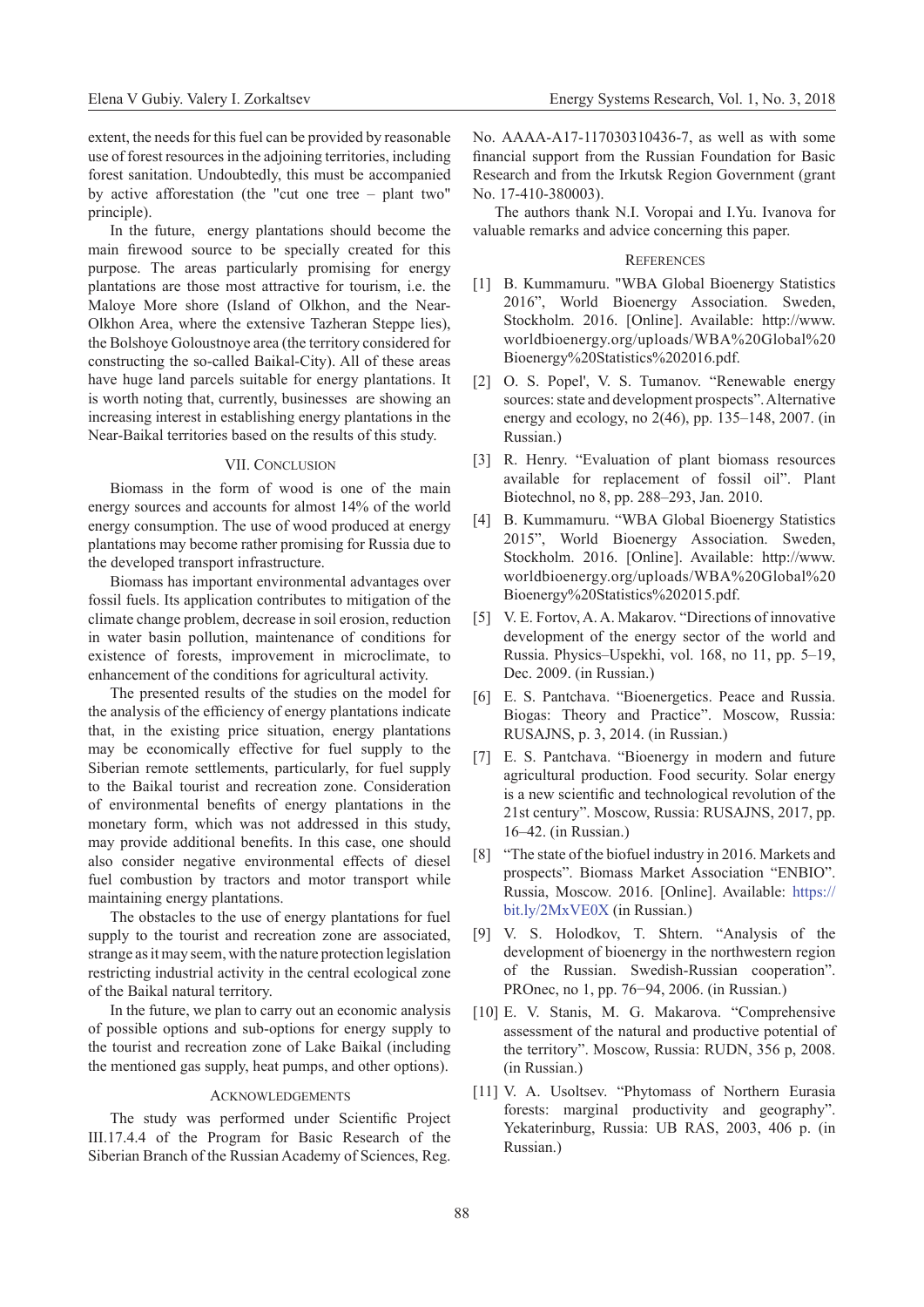extent, the needs for this fuel can be provided by reasonable use of forest resources in the adjoining territories, including forest sanitation. Undoubtedly, this must be accompanied by active afforestation (the "cut one tree – plant two" principle).

In the future, energy plantations should become the main firewood source to be specially created for this purpose. The areas particularly promising for energy plantations are those most attractive for tourism, i.e. the Maloye More shore (Island of Olkhon, and the Near-Olkhon Area, where the extensive Tazheran Steppe lies), the Bolshoye Goloustnoye area (the territory considered for constructing the so-called Baikal-City). All of these areas have huge land parcels suitable for energy plantations. It is worth noting that, currently, businesses are showing an increasing interest in establishing energy plantations in the Near-Baikal territories based on the results of this study.

## VII. Conclusion

Biomass in the form of wood is one of the main energy sources and accounts for almost 14% of the world energy consumption. The use of wood produced at energy plantations may become rather promising for Russia due to the developed transport infrastructure.

Biomass has important environmental advantages over fossil fuels. Its application contributes to mitigation of the climate change problem, decrease in soil erosion, reduction in water basin pollution, maintenance of conditions for existence of forests, improvement in microclimate, to enhancement of the conditions for agricultural activity.

The presented results of the studies on the model for the analysis of the efficiency of energy plantations indicate that, in the existing price situation, energy plantations may be economically effective for fuel supply to the Siberian remote settlements, particularly, for fuel supply to the Baikal tourist and recreation zone. Consideration of environmental benefits of energy plantations in the monetary form, which was not addressed in this study, may provide additional benefits. In this case, one should also consider negative environmental effects of diesel fuel combustion by tractors and motor transport while maintaining energy plantations.

The obstacles to the use of energy plantations for fuel supply to the tourist and recreation zone are associated, strange as it may seem, with the nature protection legislation restricting industrial activity in the central ecological zone of the Baikal natural territory.

In the future, we plan to carry out an economic analysis of possible options and sub-options for energy supply to the tourist and recreation zone of Lake Baikal (including the mentioned gas supply, heat pumps, and other options).

## Acknowledgements

The study was performed under Scientific Project III.17.4.4 of the Program for Basic Research of the Siberian Branch of the Russian Academy of Sciences, Reg. No. AAAA-A17-117030310436-7, as well as with some financial support from the Russian Foundation for Basic Research and from the Irkutsk Region Government (grant No. 17-410-380003).

The authors thank N.I. Voropai and I.Yu. Ivanova for valuable remarks and advice concerning this paper.

## References

[1] B. Kummamuru. "WBA Global Bioenergy Statistics 2016", World Bioenergy Association. Sweden, Stockholm. 2016. [Online]. Available: http://www.worldbioenergy.org/uploads/WBA%20Global%20Bioenergy%20Statistics%202016.pdf.

[2] O. S. Popel', V. S. Tumanov. "Renewable energy sources: state and development prospects". Alternative energy and ecology, no 2(46), pp. 135–148, 2007. (in Russian.)

[3] R. Henry. "Evaluation of plant biomass resources available for replacement of fossil oil". Plant Biotechnol, no 8, pp. 288–293, Jan. 2010.

[4] B. Kummamuru. "WBA Global Bioenergy Statistics 2015", World Bioenergy Association. Sweden, Stockholm. 2016. [Online]. Available: http://www.worldbioenergy.org/uploads/WBA%20Global%20Bioenergy%20Statistics%202015.pdf.

[5] V. E. Fortov, A. A. Makarov. "Directions of innovative development of the energy sector of the world and Russia. Physics–Uspekhi, vol. 168, no 11, pp. 5–19, Dec. 2009. (in Russian.)

[6] E. S. Pantchava. "Bioenergetics. Peace and Russia. Biogas: Theory and Practice". Moscow, Russia: RUSAJNS, p. 3, 2014. (in Russian.)

[7] E. S. Pantchava. "Bioenergy in modern and future agricultural production. Food security. Solar energy is a new scientific and technological revolution of the 21st century". Moscow, Russia: RUSAJNS, 2017, pp. 16–42. (in Russian.)

[8] "The state of the biofuel industry in 2016. Markets and prospects". Biomass Market Association "ENBIO". Russia, Moscow. 2016. [Online]. Available: https://bit.ly/2MxVE0X (in Russian.)

[9] V. S. Holodkov, T. Shtern. "Analysis of the development of bioenergy in the northwestern region of the Russian. Swedish-Russian cooperation". PROnec, no 1, pp. 76−94, 2006. (in Russian.)

[10] E. V. Stanis, M. G. Makarova. "Comprehensive assessment of the natural and productive potential of the territory". Moscow, Russia: RUDN, 356 p, 2008. (in Russian.)

[11] V. A. Usoltsev. "Phytomass of Northern Eurasia forests: marginal productivity and geography". Yekaterinburg, Russia: UB RAS, 2003, 406 p. (in Russian.)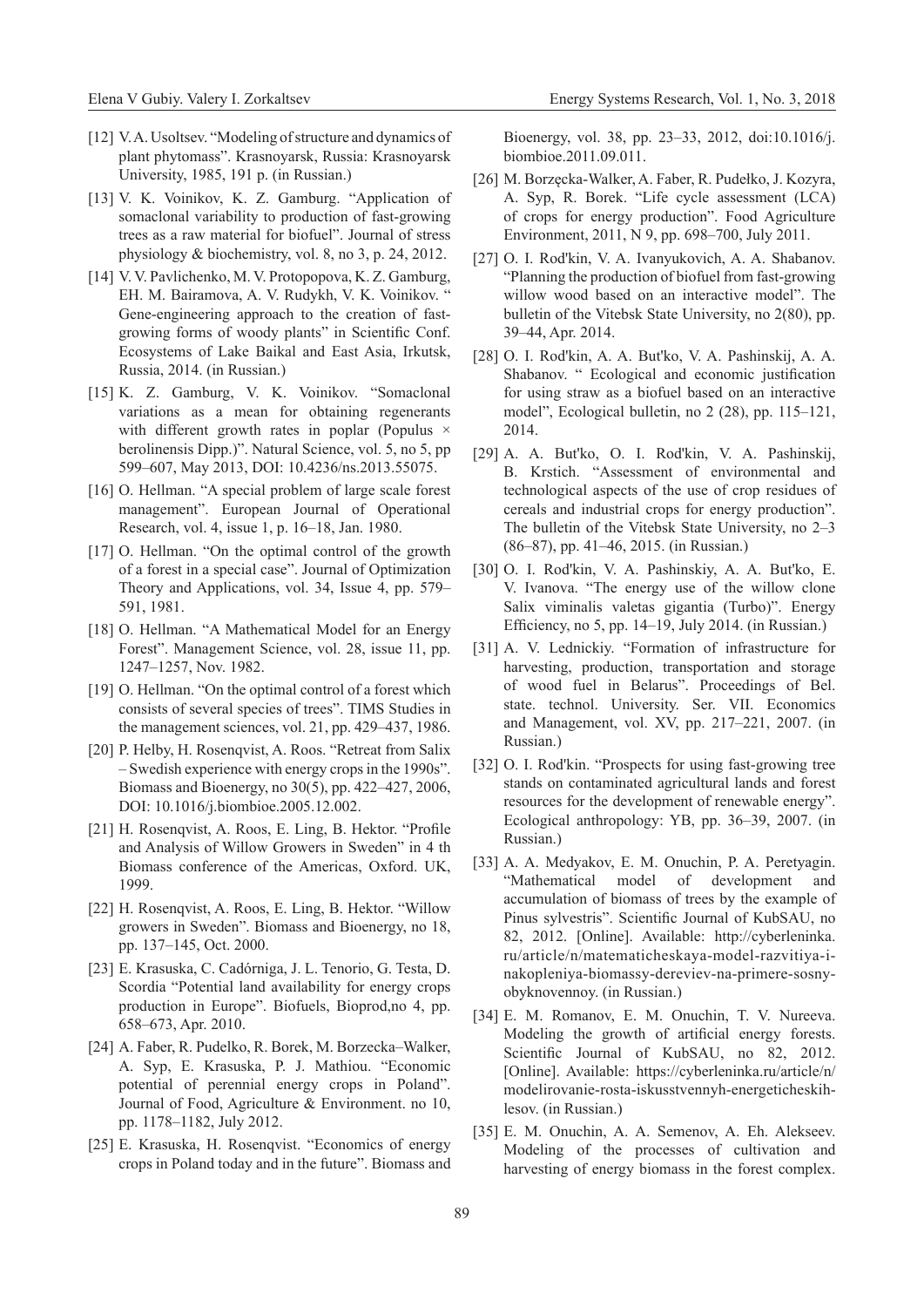[12] V. A. Usoltsev. "Modeling of structure and dynamics of plant phytomass". Krasnoyarsk, Russia: Krasnoyarsk University, 1985, 191 p. (in Russian.)

[13] V. K. Voinikov, K. Z. Gamburg. "Application of somaclonal variability to production of fast-growing trees as a raw material for biofuel". Journal of stress physiology & biochemistry, vol. 8, no 3, p. 24, 2012.

[14] V. V. Pavlichenko, M. V. Protopopova, K. Z. Gamburg, EH. M. Bairamova, A. V. Rudykh, V. K. Voinikov. " Gene-engineering approach to the creation of fast-growing forms of woody plants" in Scientific Conf. Ecosystems of Lake Baikal and East Asia, Irkutsk, Russia, 2014. (in Russian.)

[15] K. Z. Gamburg, V. K. Voinikov. "Somaclonal variations as a mean for obtaining regenerants with different growth rates in poplar (Populus × berolinensis Dipp.)". Natural Science, vol. 5, no 5, pp 599–607, May 2013, DOI: 10.4236/ns.2013.55075.

[16] O. Hellman. "A special problem of large scale forest management". European Journal of Operational Research, vol. 4, issue 1, p. 16–18, Jan. 1980.

[17] O. Hellman. "On the optimal control of the growth of a forest in a special case". Journal of Optimization Theory and Applications, vol. 34, Issue 4, pp. 579–591, 1981.

[18] O. Hellman. "A Mathematical Model for an Energy Forest". Management Science, vol. 28, issue 11, pp. 1247–1257, Nov. 1982.

[19] O. Hellman. "On the optimal control of a forest which consists of several species of trees". TIMS Studies in the management sciences, vol. 21, pp. 429–437, 1986.

[20] P. Helby, H. Rosenqvist, A. Roos. "Retreat from Salix – Swedish experience with energy crops in the 1990s". Biomass and Bioenergy, no 30(5), pp. 422–427, 2006, DOI: 10.1016/j.biombioe.2005.12.002.

[21] H. Rosenqvist, A. Roos, E. Ling, B. Hektor. "Profile and Analysis of Willow Growers in Sweden" in 4 th Biomass conference of the Americas, Oxford. UK, 1999.

[22] H. Rosenqvist, A. Roos, E. Ling, B. Hektor. "Willow growers in Sweden". Biomass and Bioenergy, no 18, pp. 137–145, Oct. 2000.

[23] E. Krasuska, C. Cadórniga, J. L. Tenorio, G. Testa, D. Scordia "Potential land availability for energy crops production in Europe". Biofuels, Bioprod,no 4, pp. 658–673, Apr. 2010.

[24] A. Faber, R. Pudelko, R. Borek, M. Borzecka–Walker, A. Syp, E. Krasuska, P. J. Mathiou. "Economic potential of perennial energy crops in Poland". Journal of Food, Agriculture & Environment. no 10, pp. 1178–1182, July 2012.

[25] E. Krasuska, H. Rosenqvist. "Economics of energy crops in Poland today and in the future". Biomass and Bioenergy, vol. 38, pp. 23–33, 2012, doi:10.1016/j.biombioe.2011.09.011.

[26] M. Borzęcka-Walker, A. Faber, R. Pudełko, J. Kozyra, A. Syp, R. Borek. "Life cycle assessment (LCA) of crops for energy production". Food Agriculture Environment, 2011, N 9, pp. 698–700, July 2011.

[27] O. I. Rod'kin, V. A. Ivanyukovich, A. A. Shabanov. "Planning the production of biofuel from fast-growing willow wood based on an interactive model". The bulletin of the Vitebsk State University, no 2(80), pp. 39–44, Apr. 2014.

[28] O. I. Rod'kin, A. A. But'ko, V. A. Pashinskij, A. A. Shabanov. " Ecological and economic justification for using straw as a biofuel based on an interactive model", Ecological bulletin, no 2 (28), pp. 115–121, 2014.

[29] A. A. But'ko, O. I. Rod'kin, V. A. Pashinskij, B. Krstich. "Assessment of environmental and technological aspects of the use of crop residues of cereals and industrial crops for energy production". The bulletin of the Vitebsk State University, no 2–3 (86–87), pp. 41–46, 2015. (in Russian.)

[30] O. I. Rod'kin, V. A. Pashinskiy, A. A. But'ko, E. V. Ivanova. "The energy use of the willow clone Salix viminalis valetas gigantia (Turbo)". Energy Efficiency, no 5, pp. 14–19, July 2014. (in Russian.)

[31] A. V. Lednickiy. "Formation of infrastructure for harvesting, production, transportation and storage of wood fuel in Belarus". Proceedings of Bel. state. technol. University. Ser. VII. Economics and Management, vol. XV, pp. 217–221, 2007. (in Russian.)

[32] O. I. Rod'kin. "Prospects for using fast-growing tree stands on contaminated agricultural lands and forest resources for the development of renewable energy". Ecological anthropology: YB, pp. 36–39, 2007. (in Russian.)

[33] A. A. Medyakov, E. M. Onuchin, P. A. Peretyagin. "Mathematical model of development and accumulation of biomass of trees by the example of Pinus sylvestris". Scientific Journal of KubSAU, no 82, 2012. [Online]. Available: http://cyberleninka.ru/article/n/matematicheskaya-model-razvitiya-i-nakopleniya-biomassy-dereviev-na-primere-sosny-obyknovennoy. (in Russian.)

[34] E. M. Romanov, E. M. Onuchin, T. V. Nureeva. Modeling the growth of artificial energy forests. Scientific Journal of KubSAU, no 82, 2012. [Online]. Available: https://cyberleninka.ru/article/n/modelirovanie-rosta-iskusstvennyh-energeticheskih-lesov. (in Russian.)

[35] E. M. Onuchin, A. A. Semenov, A. Eh. Alekseev. Modeling of the processes of cultivation and harvesting of energy biomass in the forest complex.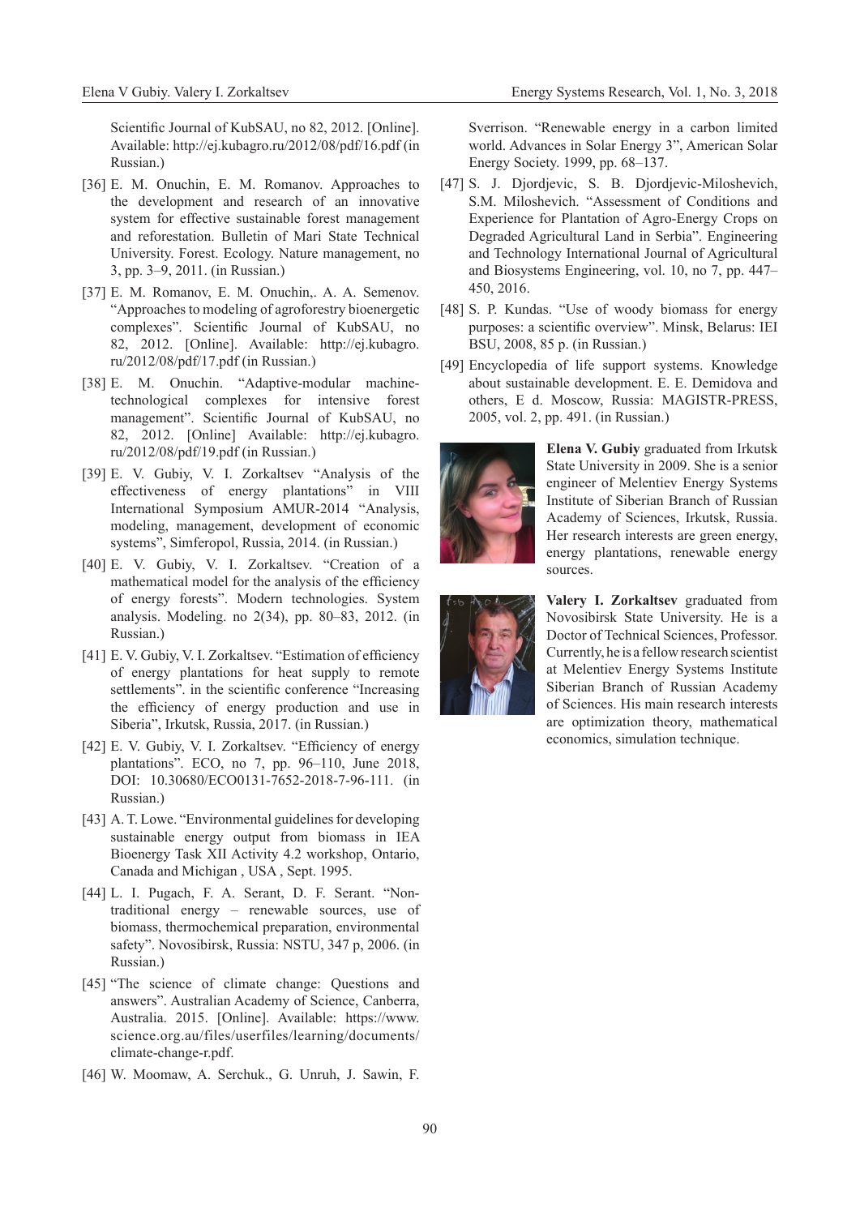Scientific Journal of KubSAU, no 82, 2012. [Online]. Available: http://ej.kubagro.ru/2012/08/pdf/16.pdf (in Russian.)

[36] E. M. Onuchin, E. M. Romanov. Approaches to the development and research of an innovative system for effective sustainable forest management and reforestation. Bulletin of Mari State Technical University. Forest. Ecology. Nature management, no 3, pp. 3–9, 2011. (in Russian.)

[37] E. M. Romanov, E. M. Onuchin,. A. A. Semenov. "Approaches to modeling of agroforestry bioenergetic complexes". Scientific Journal of KubSAU, no 82, 2012. [Online]. Available: http://ej.kubagro.ru/2012/08/pdf/17.pdf (in Russian.)

[38] E. M. Onuchin. "Adaptive-modular machine-technological complexes for intensive forest management". Scientific Journal of KubSAU, no 82, 2012. [Online] Available: http://ej.kubagro.ru/2012/08/pdf/19.pdf (in Russian.)

[39] E. V. Gubiy, V. I. Zorkaltsev "Analysis of the effectiveness of energy plantations" in VIII International Symposium AMUR-2014 "Analysis, modeling, management, development of economic systems", Simferopol, Russia, 2014. (in Russian.)

[40] E. V. Gubiy, V. I. Zorkaltsev. "Creation of a mathematical model for the analysis of the efficiency of energy forests". Modern technologies. System analysis. Modeling. no 2(34), pp. 80–83, 2012. (in Russian.)

[41] E. V. Gubiy, V. I. Zorkaltsev. "Estimation of efficiency of energy plantations for heat supply to remote settlements". in the scientific conference "Increasing the efficiency of energy production and use in Siberia", Irkutsk, Russia, 2017. (in Russian.)

[42] E. V. Gubiy, V. I. Zorkaltsev. "Efficiency of energy plantations". ECO, no 7, pp. 96–110, June 2018, DOI: 10.30680/ECO0131-7652-2018-7-96-111. (in Russian.)

[43] A. T. Lowe. "Environmental guidelines for developing sustainable energy output from biomass in IEA Bioenergy Task XII Activity 4.2 workshop, Ontario, Canada and Michigan , USA , Sept. 1995.

[44] L. I. Pugach, F. A. Serant, D. F. Serant. "Non-traditional energy – renewable sources, use of biomass, thermochemical preparation, environmental safety". Novosibirsk, Russia: NSTU, 347 p, 2006. (in Russian.)

[45] "The science of climate change: Questions and answers". Australian Academy of Science, Canberra, Australia. 2015. [Online]. Available: https://www.science.org.au/files/userfiles/learning/documents/climate-change-r.pdf.

[46] W. Moomaw, A. Serchuk., G. Unruh, J. Sawin, F. Sverrison. "Renewable energy in a carbon limited world. Advances in Solar Energy 3", American Solar Energy Society. 1999, pp. 68–137.

[47] S. J. Djordjevic, S. B. Djordjevic-Miloshevich, S.M. Miloshevich. "Assessment of Conditions and Experience for Plantation of Agro-Energy Crops on Degraded Agricultural Land in Serbia". Engineering and Technology International Journal of Agricultural and Biosystems Engineering, vol. 10, no 7, pp. 447–450, 2016.

[48] S. P. Kundas. "Use of woody biomass for energy purposes: a scientific overview". Minsk, Belarus: IEI BSU, 2008, 85 p. (in Russian.)

[49] Encyclopedia of life support systems. Knowledge about sustainable development. E. E. Demidova and others, E d. Moscow, Russia: MAGISTR-PRESS, 2005, vol. 2, pp. 491. (in Russian.)

**Elena V. Gubiy** graduated from Irkutsk State University in 2009. She is a senior engineer of Melentiev Energy Systems Institute of Siberian Branch of Russian Academy of Sciences, Irkutsk, Russia. Her research interests are green energy, energy plantations, renewable energy sources.

**Valery I. Zorkaltsev** graduated from Novosibirsk State University. He is a Doctor of Technical Sciences, Professor. Currently, he is a fellow research scientist at Melentiev Energy Systems Institute Siberian Branch of Russian Academy of Sciences. His main research interests are optimization theory, mathematical economics, simulation technique.